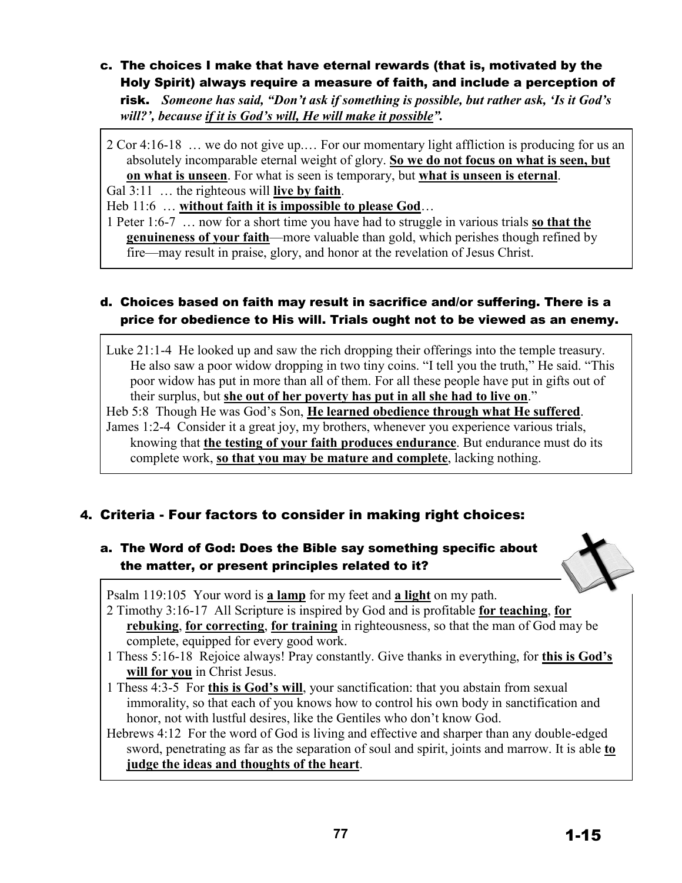**c. The choices I make that have eternal rewards (that is, motivated by the Holy Spirit) always require a measure of faith, and include a perception of risk.** ***Someone has said, "Don't ask if something is possible, but rather ask, 'Is it God's will?', because <u>if it is God's will, He will make it possible</u>".***

> 2 Cor 4:16-18 … we do not give up.… For our momentary light affliction is producing for us an absolutely incomparable eternal weight of glory. **<u>So we do not focus on what is seen, but on what is unseen</u>**. For what is seen is temporary, but **<u>what is unseen is eternal</u>**.
>
> Gal 3:11 … the righteous will **<u>live by faith</u>**.
>
> Heb 11:6 … **<u>without faith it is impossible to please God</u>**…
>
> 1 Peter 1:6-7 … now for a short time you have had to struggle in various trials **<u>so that the genuineness of your faith</u>**—more valuable than gold, which perishes though refined by fire—may result in praise, glory, and honor at the revelation of Jesus Christ.

**d. Choices based on faith may result in sacrifice and/or suffering. There is a price for obedience to His will. Trials ought not to be viewed as an enemy.**

> Luke 21:1-4 He looked up and saw the rich dropping their offerings into the temple treasury. He also saw a poor widow dropping in two tiny coins. "I tell you the truth," He said. "This poor widow has put in more than all of them. For all these people have put in gifts out of their surplus, but **<u>she out of her poverty has put in all she had to live on</u>**."
>
> Heb 5:8 Though He was God's Son, **<u>He learned obedience through what He suffered</u>**.
>
> James 1:2-4 Consider it a great joy, my brothers, whenever you experience various trials, knowing that **<u>the testing of your faith produces endurance</u>**. But endurance must do its complete work, **<u>so that you may be mature and complete</u>**, lacking nothing.

## 4. Criteria - Four factors to consider in making right choices:

**a. The Word of God: Does the Bible say something specific about the matter, or present principles related to it?**

> Psalm 119:105 Your word is **<u>a lamp</u>** for my feet and **<u>a light</u>** on my path.
>
> 2 Timothy 3:16-17 All Scripture is inspired by God and is profitable **<u>for teaching</u>**, **<u>for rebuking</u>**, **<u>for correcting</u>**, **<u>for training</u>** in righteousness, so that the man of God may be complete, equipped for every good work.
>
> 1 Thess 5:16-18 Rejoice always! Pray constantly. Give thanks in everything, for **<u>this is God's will for you</u>** in Christ Jesus.
>
> 1 Thess 4:3-5 For **<u>this is God's will</u>**, your sanctification: that you abstain from sexual immorality, so that each of you knows how to control his own body in sanctification and honor, not with lustful desires, like the Gentiles who don't know God.
>
> Hebrews 4:12 For the word of God is living and effective and sharper than any double-edged sword, penetrating as far as the separation of soul and spirit, joints and marrow. It is able **<u>to judge the ideas and thoughts of the heart</u>**.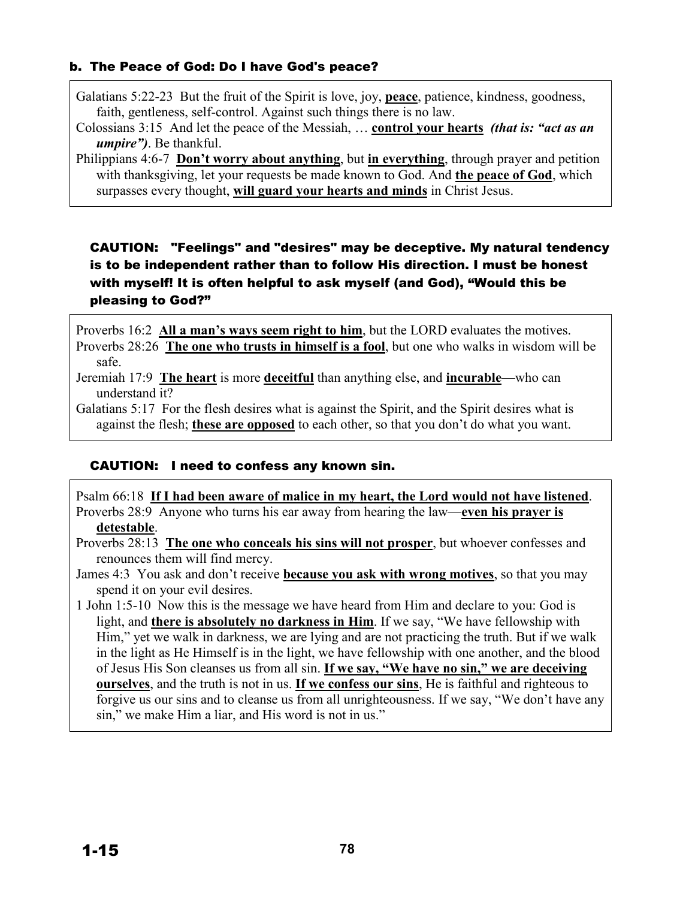### b. The Peace of God: Do I have God's peace?

Galatians 5:22-23 But the fruit of the Spirit is love, joy, **peace**, patience, kindness, goodness, faith, gentleness, self-control. Against such things there is no law.

Colossians 3:15 And let the peace of the Messiah, … **control your hearts** ***(that is: "act as an umpire")***. Be thankful.

Philippians 4:6-7 **Don't worry about anything**, but **in everything**, through prayer and petition with thanksgiving, let your requests be made known to God. And **the peace of God**, which surpasses every thought, **will guard your hearts and minds** in Christ Jesus.

**CAUTION: "Feelings" and "desires" may be deceptive. My natural tendency is to be independent rather than to follow His direction. I must be honest with myself! It is often helpful to ask myself (and God), "Would this be pleasing to God?"**

Proverbs 16:2 **All a man's ways seem right to him**, but the LORD evaluates the motives.

Proverbs 28:26 **The one who trusts in himself is a fool**, but one who walks in wisdom will be safe.

Jeremiah 17:9 **The heart** is more **deceitful** than anything else, and **incurable**—who can understand it?

Galatians 5:17 For the flesh desires what is against the Spirit, and the Spirit desires what is against the flesh; **these are opposed** to each other, so that you don't do what you want.

**CAUTION: I need to confess any known sin.**

Psalm 66:18 **If I had been aware of malice in my heart, the Lord would not have listened**.

Proverbs 28:9 Anyone who turns his ear away from hearing the law—**even his prayer is detestable**.

Proverbs 28:13 **The one who conceals his sins will not prosper**, but whoever confesses and renounces them will find mercy.

James 4:3 You ask and don't receive **because you ask with wrong motives**, so that you may spend it on your evil desires.

1 John 1:5-10 Now this is the message we have heard from Him and declare to you: God is light, and **there is absolutely no darkness in Him**. If we say, "We have fellowship with Him," yet we walk in darkness, we are lying and are not practicing the truth. But if we walk in the light as He Himself is in the light, we have fellowship with one another, and the blood of Jesus His Son cleanses us from all sin. **If we say, "We have no sin," we are deceiving ourselves**, and the truth is not in us. **If we confess our sins**, He is faithful and righteous to forgive us our sins and to cleanse us from all unrighteousness. If we say, "We don't have any sin," we make Him a liar, and His word is not in us."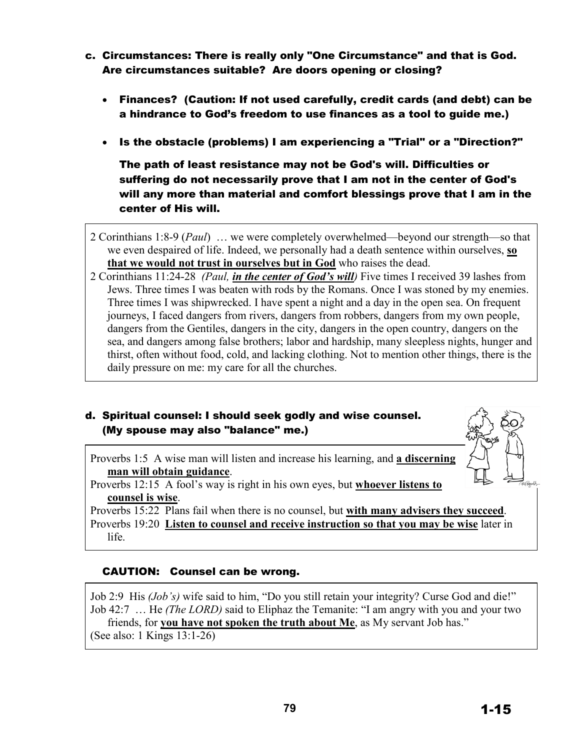**c. Circumstances: There is really only "One Circumstance" and that is God. Are circumstances suitable? Are doors opening or closing?**

- **Finances? (Caution: If not used carefully, credit cards (and debt) can be a hindrance to God's freedom to use finances as a tool to guide me.)**
- **Is the obstacle (problems) I am experiencing a "Trial" or a "Direction?"**

  **The path of least resistance may not be God's will. Difficulties or suffering do not necessarily prove that I am not in the center of God's will any more than material and comfort blessings prove that I am in the center of His will.**

2 Corinthians 1:8-9 (*Paul*) … we were completely overwhelmed—beyond our strength—so that we even despaired of life. Indeed, we personally had a death sentence within ourselves, **so that we would not trust in ourselves but in God** who raises the dead.

2 Corinthians 11:24-28 *(Paul, **in the center of God's will**)* Five times I received 39 lashes from Jews. Three times I was beaten with rods by the Romans. Once I was stoned by my enemies. Three times I was shipwrecked. I have spent a night and a day in the open sea. On frequent journeys, I faced dangers from rivers, dangers from robbers, dangers from my own people, dangers from the Gentiles, dangers in the city, dangers in the open country, dangers on the sea, and dangers among false brothers; labor and hardship, many sleepless nights, hunger and thirst, often without food, cold, and lacking clothing. Not to mention other things, there is the daily pressure on me: my care for all the churches.

**d. Spiritual counsel: I should seek godly and wise counsel. (My spouse may also "balance" me.)**

Proverbs 1:5 A wise man will listen and increase his learning, and **a discerning man will obtain guidance**.

Proverbs 12:15 A fool's way is right in his own eyes, but **whoever listens to counsel is wise**.

Proverbs 15:22 Plans fail when there is no counsel, but **with many advisers they succeed**.

Proverbs 19:20 **Listen to counsel and receive instruction so that you may be wise** later in life.

**CAUTION: Counsel can be wrong.**

Job 2:9 His *(Job's)* wife said to him, "Do you still retain your integrity? Curse God and die!"

Job 42:7 … He *(The LORD)* said to Eliphaz the Temanite: "I am angry with you and your two friends, for **you have not spoken the truth about Me**, as My servant Job has."

(See also: 1 Kings 13:1-26)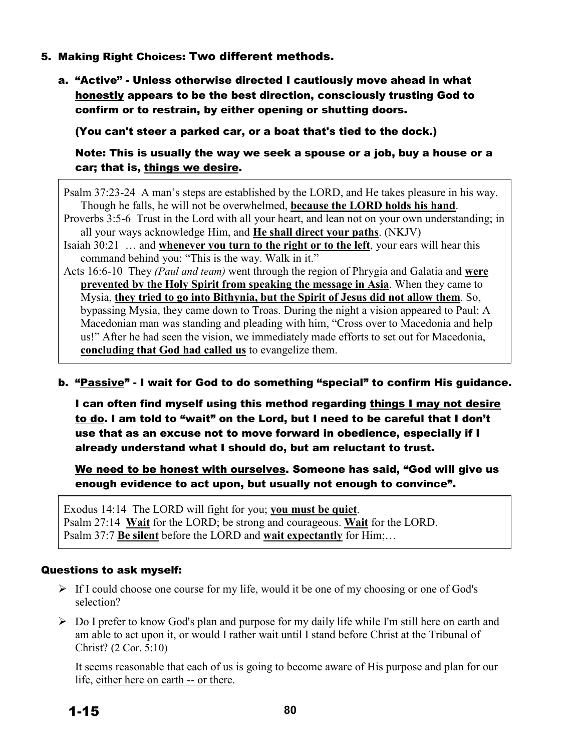## 5. Making Right Choices: Two different methods.

**a. "<u>Active</u>" - Unless otherwise directed I cautiously move ahead in what <u>honestly</u> appears to be the best direction, consciously trusting God to confirm or to restrain, by either opening or shutting doors.**

**(You can't steer a parked car, or a boat that's tied to the dock.)**

**Note: This is usually the way we seek a spouse or a job, buy a house or a car; that is, <u>things we desire</u>.**

> Psalm 37:23-24 A man's steps are established by the LORD, and He takes pleasure in his way. Though he falls, he will not be overwhelmed, **<u>because the LORD holds his hand</u>**.
> Proverbs 3:5-6 Trust in the Lord with all your heart, and lean not on your own understanding; in all your ways acknowledge Him, and **<u>He shall direct your paths</u>**. (NKJV)
> Isaiah 30:21 … and **<u>whenever you turn to the right or to the left</u>**, your ears will hear this command behind you: "This is the way. Walk in it."
> Acts 16:6-10 They *(Paul and team)* went through the region of Phrygia and Galatia and **<u>were prevented by the Holy Spirit from speaking the message in Asia</u>**. When they came to Mysia, **<u>they tried to go into Bithynia, but the Spirit of Jesus did not allow them</u>**. So, bypassing Mysia, they came down to Troas. During the night a vision appeared to Paul: A Macedonian man was standing and pleading with him, "Cross over to Macedonia and help us!" After he had seen the vision, we immediately made efforts to set out for Macedonia, **<u>concluding that God had called us</u>** to evangelize them.

**b. "<u>Passive</u>" - I wait for God to do something "special" to confirm His guidance.**

**I can often find myself using this method regarding <u>things I may not desire to do</u>. I am told to "wait" on the Lord, but I need to be careful that I don't use that as an excuse not to move forward in obedience, especially if I already understand what I should do, but am reluctant to trust.**

**<u>We need to be honest with ourselves</u>. Someone has said, "God will give us enough evidence to act upon, but usually not enough to convince".**

> Exodus 14:14 The LORD will fight for you; **<u>you must be quiet</u>**.
> Psalm 27:14 **<u>Wait</u>** for the LORD; be strong and courageous. **<u>Wait</u>** for the LORD.
> Psalm 37:7 **<u>Be silent</u>** before the LORD and **<u>wait expectantly</u>** for Him;…

### Questions to ask myself:

- If I could choose one course for my life, would it be one of my choosing or one of God's selection?
- Do I prefer to know God's plan and purpose for my daily life while I'm still here on earth and am able to act upon it, or would I rather wait until I stand before Christ at the Tribunal of Christ? (2 Cor. 5:10)

  It seems reasonable that each of us is going to become aware of His purpose and plan for our life, <u>either here on earth -- or there</u>.

1-15